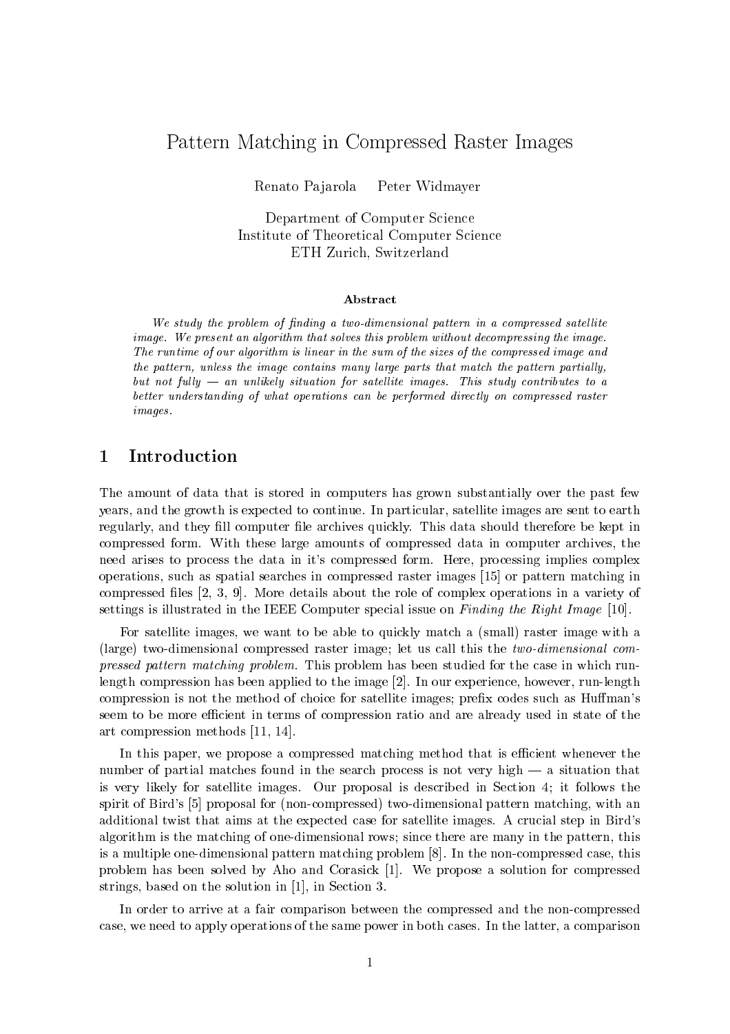# Pattern Matching in Compressed Raster Images

Renato Pajarola Peter Widmayer

Department of Computer Science
Institute of Theoretical Computer Science
ETH Zurich, Switzerland

### Abstract

*We study the problem of finding a two-dimensional pattern in a compressed satellite image. We present an algorithm that solves this problem without decompressing the image. The runtime of our algorithm is linear in the sum of the sizes of the compressed image and the pattern, unless the image contains many large parts that match the pattern partially, but not fully — an unlikely situation for satellite images. This study contributes to a better understanding of what operations can be performed directly on compressed raster images.*

## 1 Introduction

The amount of data that is stored in computers has grown substantially over the past few years, and the growth is expected to continue. In particular, satellite images are sent to earth regularly, and they fill computer file archives quickly. This data should therefore be kept in compressed form. With these large amounts of compressed data in computer archives, the need arises to process the data in it's compressed form. Here, processing implies complex operations, such as spatial searches in compressed raster images [15] or pattern matching in compressed files [2, 3, 9]. More details about the role of complex operations in a variety of settings is illustrated in the IEEE Computer special issue on *Finding the Right Image* [10].

For satellite images, we want to be able to quickly match a (small) raster image with a (large) two-dimensional compressed raster image; let us call this the *two-dimensional compressed pattern matching problem.* This problem has been studied for the case in which run-length compression has been applied to the image [2]. In our experience, however, run-length compression is not the method of choice for satellite images; prefix codes such as Huffman's seem to be more efficient in terms of compression ratio and are already used in state of the art compression methods [11, 14].

In this paper, we propose a compressed matching method that is efficient whenever the number of partial matches found in the search process is not very high — a situation that is very likely for satellite images. Our proposal is described in Section 4; it follows the spirit of Bird's [5] proposal for (non-compressed) two-dimensional pattern matching, with an additional twist that aims at the expected case for satellite images. A crucial step in Bird's algorithm is the matching of one-dimensional rows; since there are many in the pattern, this is a multiple one-dimensional pattern matching problem [8]. In the non-compressed case, this problem has been solved by Aho and Corasick [1]. We propose a solution for compressed strings, based on the solution in [1], in Section 3.

In order to arrive at a fair comparison between the compressed and the non-compressed case, we need to apply operations of the same power in both cases. In the latter, a comparison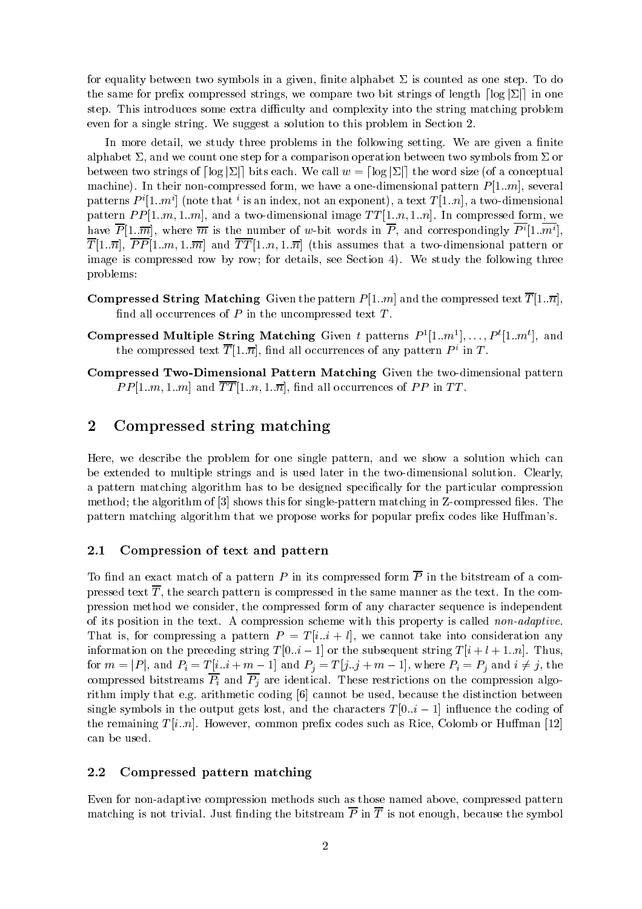for equality between two symbols in a given, finite alphabet $\Sigma$ is counted as one step. To do the same for prefix compressed strings, we compare two bit strings of length $\lceil \log |\Sigma| \rceil$ in one step. This introduces some extra difficulty and complexity into the string matching problem even for a single string. We suggest a solution to this problem in Section 2.

In more detail, we study three problems in the following setting. We are given a finite alphabet $\Sigma$, and we count one step for a comparison operation between two symbols from $\Sigma$ or between two strings of $\lceil \log |\Sigma| \rceil$ bits each. We call $w = \lceil \log |\Sigma| \rceil$ the word size (of a conceptual machine). In their non-compressed form, we have a one-dimensional pattern $P[1..m]$, several patterns $P^i[1..m^i]$ (note that $^i$ is an index, not an exponent), a text $T[1..n]$, a two-dimensional pattern $PP[1..m, 1..m]$, and a two-dimensional image $TT[1..n, 1..n]$. In compressed form, we have $\overline{P}[1..\overline{m}]$, where $\overline{m}$ is the number of $w$-bit words in $\overline{P}$, and correspondingly $\overline{P^i}[1..\overline{m^i}]$, $\overline{T}[1..\overline{n}]$, $\overline{PP}[1..m, 1..\overline{m}]$ and $\overline{TT}[1..n, 1..\overline{n}]$ (this assumes that a two-dimensional pattern or image is compressed row by row; for details, see Section 4). We study the following three problems:

**Compressed String Matching** Given the pattern $P[1..m]$ and the compressed text $\overline{T}[1..\overline{n}]$, find all occurrences of $P$ in the uncompressed text $T$.

**Compressed Multiple String Matching** Given $t$ patterns $P^1[1..m^1], \ldots, P^t[1..m^t]$, and the compressed text $\overline{T}[1..\overline{n}]$, find all occurrences of any pattern $P^i$ in $T$.

**Compressed Two-Dimensional Pattern Matching** Given the two-dimensional pattern $PP[1..m, 1..m]$ and $\overline{TT}[1..n, 1..\overline{n}]$, find all occurrences of $PP$ in $TT$.

## 2 Compressed string matching

Here, we describe the problem for one single pattern, and we show a solution which can be extended to multiple strings and is used later in the two-dimensional solution. Clearly, a pattern matching algorithm has to be designed specifically for the particular compression method; the algorithm of [3] shows this for single-pattern matching in Z-compressed files. The pattern matching algorithm that we propose works for popular prefix codes like Huffman's.

### 2.1 Compression of text and pattern

To find an exact match of a pattern $P$ in its compressed form $\overline{P}$ in the bitstream of a compressed text $\overline{T}$, the search pattern is compressed in the same manner as the text. In the compression method we consider, the compressed form of any character sequence is independent of its position in the text. A compression scheme with this property is called *non-adaptive*. That is, for compressing a pattern $P = T[i..i+l]$, we cannot take into consideration any information on the preceding string $T[0..i-1]$ or the subsequent string $T[i+l+1..n]$. Thus, for $m = |P|$, and $P_i = T[i..i+m-1]$ and $P_j = T[j..j+m-1]$, where $P_i = P_j$ and $i \neq j$, the compressed bitstreams $\overline{P_i}$ and $\overline{P_j}$ are identical. These restrictions on the compression algorithm imply that e.g. arithmetic coding [6] cannot be used, because the distinction between single symbols in the output gets lost, and the characters $T[0..i-1]$ influence the coding of the remaining $T[i..n]$. However, common prefix codes such as Rice, Colomb or Huffman [12] can be used.

### 2.2 Compressed pattern matching

Even for non-adaptive compression methods such as those named above, compressed pattern matching is not trivial. Just finding the bitstream $\overline{P}$ in $\overline{T}$ is not enough, because the symbol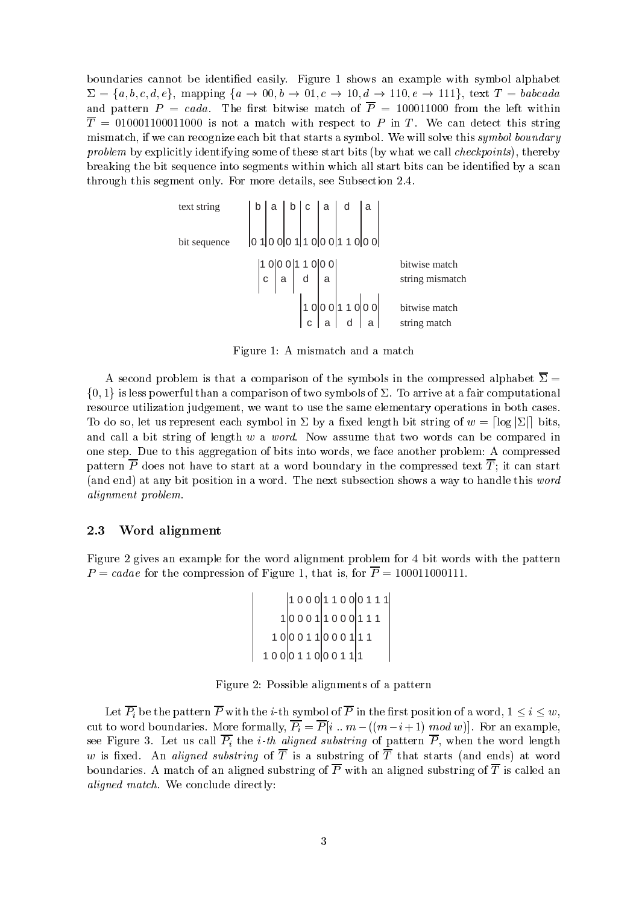boundaries cannot be identified easily. Figure 1 shows an example with symbol alphabet $\Sigma = \{a, b, c, d, e\}$, mapping $\{a \to 00, b \to 01, c \to 10, d \to 110, e \to 111\}$, text $T = babcada$ and pattern $P = cada$. The first bitwise match of $\overline{P} = 100011000$ from the left within $\overline{T} = 010001100011000$ is not a match with respect to $P$ in $T$. We can detect this string mismatch, if we can recognize each bit that starts a symbol. We will solve this *symbol boundary problem* by explicitly identifying some of these start bits (by what we call *checkpoints*), thereby breaking the bit sequence into segments within which all start bits can be identified by a scan through this segment only. For more details, see Subsection 2.4.

```
text string     | b | a | b | c | a | d   | a |
bit sequence    |0 1|0 0|0 1|1 0|0 0|1 1 0|0 0|

                    |1 0|0 0|1 1 0|0 0|          bitwise match
                    | c | a |  d  | a |          string mismatch

                            |1 0|0 0|1 1 0|0 0|  bitwise match
                            | c | a |  d  | a |  string match
```

Figure 1: A mismatch and a match

A second problem is that a comparison of the symbols in the compressed alphabet $\overline{\Sigma} = \{0, 1\}$ is less powerful than a comparison of two symbols of $\Sigma$. To arrive at a fair computational resource utilization judgement, we want to use the same elementary operations in both cases. To do so, let us represent each symbol in $\Sigma$ by a fixed length bit string of $w = \lceil \log |\Sigma| \rceil$ bits, and call a bit string of length $w$ a *word*. Now assume that two words can be compared in one step. Due to this aggregation of bits into words, we face another problem: A compressed pattern $\overline{P}$ does not have to start at a word boundary in the compressed text $\overline{T}$; it can start (and end) at any bit position in a word. The next subsection shows a way to handle this *word alignment problem*.

### 2.3 Word alignment

Figure 2 gives an example for the word alignment problem for 4 bit words with the pattern $P = cadae$ for the compression of Figure 1, that is, for $\overline{P} = 100011000111$.

```
|      |1 0 0 0|1 1 0 0|0 1 1 1|
|     1|0 0 0 1|1 0 0 0|1 1 1   |
|   1 0|0 0 1 1|0 0 0 1|1 1     |
| 1 0 0|0 1 1 0|0 0 1 1|1       |
```

Figure 2: Possible alignments of a pattern

Let $\overline{P_i}$ be the pattern $\overline{P}$ with the $i$-th symbol of $\overline{P}$ in the first position of a word, $1 \leq i \leq w$, cut to word boundaries. More formally, $\overline{P_i} = \overline{P}[i \mathrel{..} m - ((m - i + 1) \bmod w)]$. For an example, see Figure 3. Let us call $\overline{P_i}$ the *i-th aligned substring* of pattern $\overline{P}$, when the word length $w$ is fixed. An *aligned substring* of $\overline{T}$ is a substring of $\overline{T}$ that starts (and ends) at word boundaries. A match of an aligned substring of $\overline{P}$ with an aligned substring of $\overline{T}$ is called an *aligned match*. We conclude directly: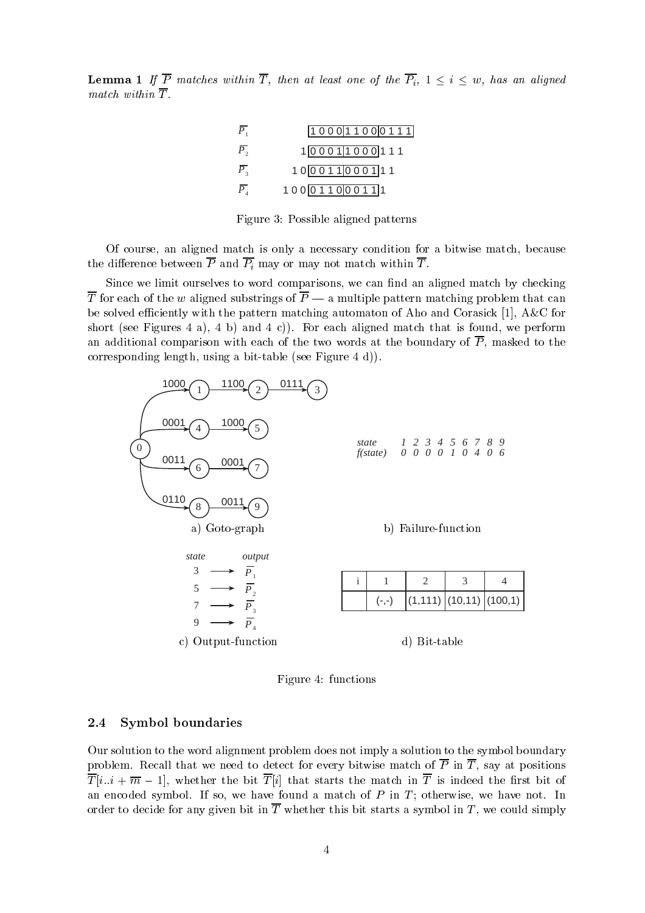**Lemma 1** *If $\overline{P}$ matches within $\overline{T}$, then at least one of the $\overline{P_i}$, $1 \leq i \leq w$, has an aligned match within $\overline{T}$.*

| | |
|---|---|
| $\overline{P_1}$ | [1 0 0 0][1 1 0 0][0 1 1 1] |
| $\overline{P_2}$ | 1 [0 0 0 1][1 0 0 0] 1 1 1 |
| $\overline{P_3}$ | 1 0 [0 0 1 1][0 0 0 1] 1 1 |
| $\overline{P_4}$ | 1 0 0 [0 1 1 0][0 0 1 1] 1 |

Figure 3: Possible aligned patterns

Of course, an aligned match is only a necessary condition for a bitwise match, because the difference between $\overline{P}$ and $\overline{P_i}$ may or may not match within $\overline{T}$.

Since we limit ourselves to word comparisons, we can find an aligned match by checking $\overline{T}$ for each of the $w$ aligned substrings of $\overline{P}$ — a multiple pattern matching problem that can be solved efficiently with the pattern matching automaton of Aho and Corasick [1], A&C for short (see Figures 4 a), 4 b) and 4 c)). For each aligned match that is found, we perform an additional comparison with each of the two words at the boundary of $\overline{P}$, masked to the corresponding length, using a bit-table (see Figure 4 d)).

a) Goto-graph

| Transition | Label |
|---|---|
| 0 → 1 | 1000 |
| 1 → 2 | 1100 |
| 2 → 3 | 0111 |
| 0 → 4 | 0001 |
| 4 → 5 | 1000 |
| 0 → 6 | 0011 |
| 6 → 7 | 0001 |
| 0 → 8 | 0110 |
| 8 → 9 | 0011 |

b) Failure-function

| *state* | 1 | 2 | 3 | 4 | 5 | 6 | 7 | 8 | 9 |
|---|---|---|---|---|---|---|---|---|---|
| *f(state)* | 0 | 0 | 0 | 0 | 1 | 0 | 4 | 0 | 6 |

c) Output-function

| *state* | *output* |
|---|---|
| 3 | $\overline{P_1}$ |
| 5 | $\overline{P_2}$ |
| 7 | $\overline{P_3}$ |
| 9 | $\overline{P_4}$ |

d) Bit-table

| i | 1 | 2 | 3 | 4 |
|---|---|---|---|---|
| | (-,-) | (1,111) | (10,11) | (100,1) |

Figure 4: functions

### 2.4 Symbol boundaries

Our solution to the word alignment problem does not imply a solution to the symbol boundary problem. Recall that we need to detect for every bitwise match of $\overline{P}$ in $\overline{T}$, say at positions $\overline{T}[i..i + \overline{m} - 1]$, whether the bit $\overline{T}[i]$ that starts the match in $\overline{T}$ is indeed the first bit of an encoded symbol. If so, we have found a match of $P$ in $T$; otherwise, we have not. In order to decide for any given bit in $\overline{T}$ whether this bit starts a symbol in $T$, we could simply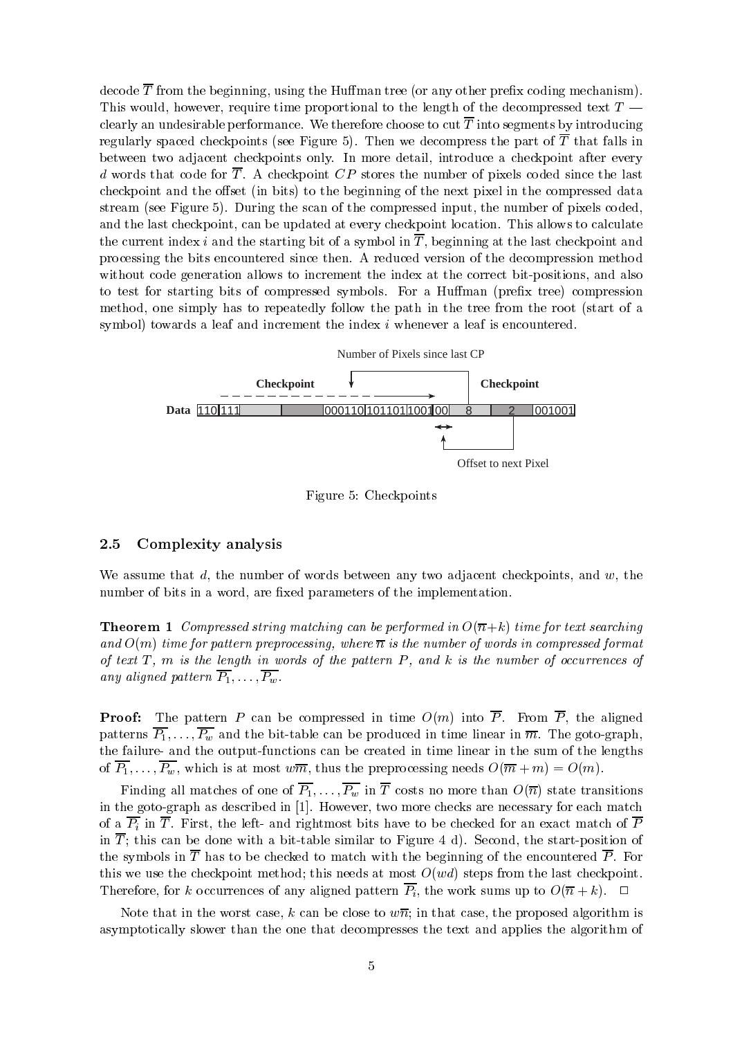decode $\overline{T}$ from the beginning, using the Huffman tree (or any other prefix coding mechanism). This would, however, require time proportional to the length of the decompressed text $T$ — clearly an undesirable performance. We therefore choose to cut $\overline{T}$ into segments by introducing regularly spaced checkpoints (see Figure 5). Then we decompress the part of $\overline{T}$ that falls in between two adjacent checkpoints only. In more detail, introduce a checkpoint after every $d$ words that code for $\overline{T}$. A checkpoint $CP$ stores the number of pixels coded since the last checkpoint and the offset (in bits) to the beginning of the next pixel in the compressed data stream (see Figure 5). During the scan of the compressed input, the number of pixels coded, and the last checkpoint, can be updated at every checkpoint location. This allows to calculate the current index $i$ and the starting bit of a symbol in $\overline{T}$, beginning at the last checkpoint and processing the bits encountered since then. A reduced version of the decompression method without code generation allows to increment the index at the correct bit-positions, and also to test for starting bits of compressed symbols. For a Huffman (prefix tree) compression method, one simply has to repeatedly follow the path in the tree from the root (start of a symbol) towards a leaf and increment the index $i$ whenever a leaf is encountered.

Number of Pixels since last CP

Checkpoint | Checkpoint

Data 110 111 | 000110 101101 1001 00 | 8 | 2 | 001001

Offset to next Pixel

Figure 5: Checkpoints

### 2.5 Complexity analysis

We assume that $d$, the number of words between any two adjacent checkpoints, and $w$, the number of bits in a word, are fixed parameters of the implementation.

**Theorem 1** *Compressed string matching can be performed in $O(\overline{n}+k)$ time for text searching and $O(m)$ time for pattern preprocessing, where $\overline{n}$ is the number of words in compressed format of text $T$, $m$ is the length in words of the pattern $P$, and $k$ is the number of occurrences of any aligned pattern $\overline{P_1}, \ldots, \overline{P_w}$.*

**Proof:** The pattern $P$ can be compressed in time $O(m)$ into $\overline{P}$. From $\overline{P}$, the aligned patterns $\overline{P_1}, \ldots, \overline{P_w}$ and the bit-table can be produced in time linear in $\overline{m}$. The goto-graph, the failure- and the output-functions can be created in time linear in the sum of the lengths of $\overline{P_1}, \ldots, \overline{P_w}$, which is at most $w\overline{m}$, thus the preprocessing needs $O(\overline{m}+m) = O(m)$.

Finding all matches of one of $\overline{P_1}, \ldots, \overline{P_w}$ in $\overline{T}$ costs no more than $O(\overline{n})$ state transitions in the goto-graph as described in [1]. However, two more checks are necessary for each match of a $\overline{P_i}$ in $\overline{T}$. First, the left- and rightmost bits have to be checked for an exact match of $\overline{P}$ in $\overline{T}$; this can be done with a bit-table similar to Figure 4 d). Second, the start-position of the symbols in $\overline{T}$ has to be checked to match with the beginning of the encountered $\overline{P}$. For this we use the checkpoint method; this needs at most $O(wd)$ steps from the last checkpoint. Therefore, for $k$ occurrences of any aligned pattern $\overline{P_i}$, the work sums up to $O(\overline{n}+k)$. □

Note that in the worst case, $k$ can be close to $w\overline{n}$; in that case, the proposed algorithm is asymptotically slower than the one that decompresses the text and applies the algorithm of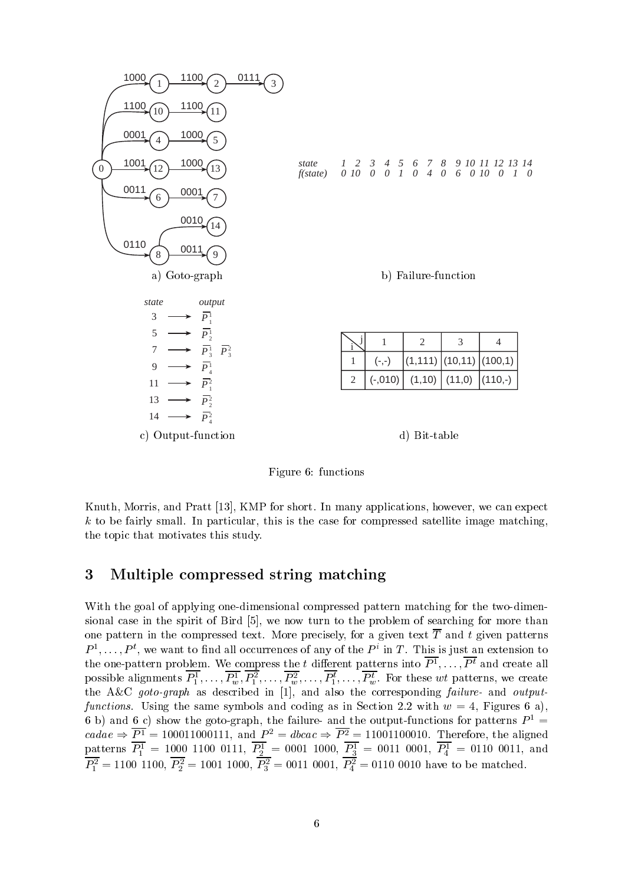a) Goto-graph

| state | 1 | 2 | 3 | 4 | 5 | 6 | 7 | 8 | 9 | 10 | 11 | 12 | 13 | 14 |
|---|---|---|---|---|---|---|---|---|---|---|---|---|---|---|
| f(state) | 0 | 10 | 0 | 0 | 1 | 0 | 4 | 0 | 6 | 0 | 10 | 0 | 1 | 0 |

b) Failure-function

| state | output |
|---|---|
| 3 | $\overline{P}^1_1$ |
| 5 | $\overline{P}^1_2$ |
| 7 | $\overline{P}^1_3$ $\overline{P}^2_3$ |
| 9 | $\overline{P}^1_4$ |
| 11 | $\overline{P}^2_1$ |
| 13 | $\overline{P}^2_2$ |
| 14 | $\overline{P}^2_4$ |

c) Output-function

| i \ j | 1 | 2 | 3 | 4 |
|---|---|---|---|---|
| 1 | (-,-) | (1,111) | (10,11) | (100,1) |
| 2 | (-,010) | (1,10) | (11,0) | (110,-) |

d) Bit-table

Figure 6: functions

Knuth, Morris, and Pratt [13], KMP for short. In many applications, however, we can expect $k$ to be fairly small. In particular, this is the case for compressed satellite image matching, the topic that motivates this study.

## 3 Multiple compressed string matching

With the goal of applying one-dimensional compressed pattern matching for the two-dimensional case in the spirit of Bird [5], we now turn to the problem of searching for more than one pattern in the compressed text. More precisely, for a given text $\overline{T}$ and $t$ given patterns $P^1, \ldots, P^t$, we want to find all occurrences of any of the $P^i$ in $T$. This is just an extension to the one-pattern problem. We compress the $t$ different patterns into $\overline{P^1}, \ldots, \overline{P^t}$ and create all possible alignments $\overline{P^1_1}, \ldots, \overline{P^1_w}, \overline{P^2_1}, \ldots, \overline{P^2_w}, \ldots, \overline{P^t_1}, \ldots, \overline{P^t_w}$. For these $wt$ patterns, we create the A&C *goto-graph* as described in [1], and also the corresponding *failure-* and *output-functions*. Using the same symbols and coding as in Section 2.2 with $w = 4$, Figures 6 a), 6 b) and 6 c) show the goto-graph, the failure- and the output-functions for patterns $P^1 = cadae \Rightarrow \overline{P^1} = 100011000111$, and $P^2 = dbcac \Rightarrow \overline{P^2} = 11001100010$. Therefore, the aligned patterns $\overline{P^1_1} = 1000\ 1100\ 0111$, $\overline{P^1_2} = 0001\ 1000$, $\overline{P^1_3} = 0011\ 0001$, $\overline{P^1_4} = 0110\ 0011$, and $\overline{P^2_1} = 1100\ 1100$, $\overline{P^2_2} = 1001\ 1000$, $\overline{P^2_3} = 0011\ 0001$, $\overline{P^2_4} = 0110\ 0010$ have to be matched.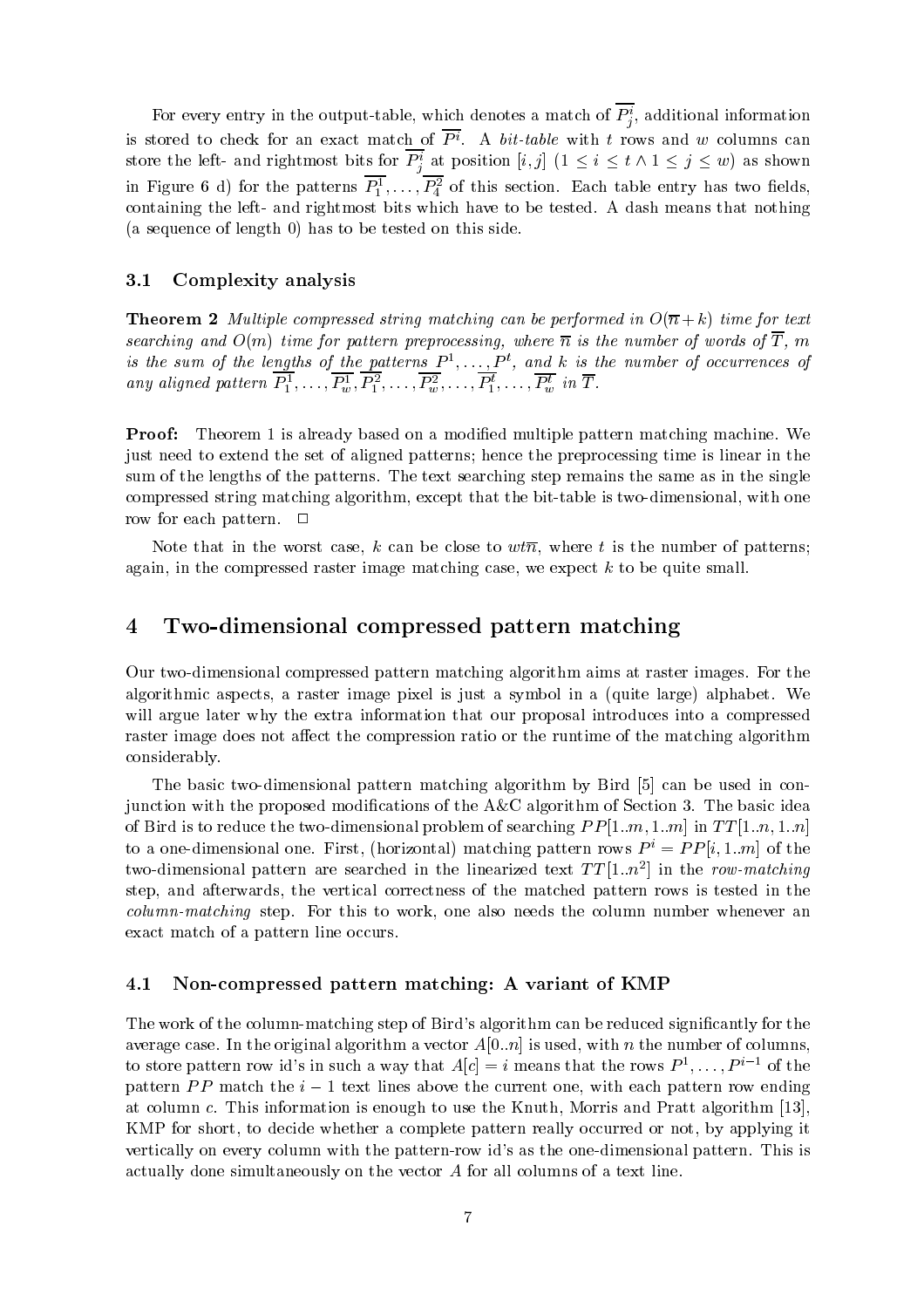For every entry in the output-table, which denotes a match of $\overline{P_j^i}$, additional information is stored to check for an exact match of $\overline{P^i}$. A *bit-table* with $t$ rows and $w$ columns can store the left- and rightmost bits for $\overline{P_j^i}$ at position $[i,j]$ $(1 \leq i \leq t \wedge 1 \leq j \leq w)$ as shown in Figure 6 d) for the patterns $\overline{P_1^1}, \ldots, \overline{P_4^2}$ of this section. Each table entry has two fields, containing the left- and rightmost bits which have to be tested. A dash means that nothing (a sequence of length 0) has to be tested on this side.

### 3.1 Complexity analysis

**Theorem 2** *Multiple compressed string matching can be performed in $O(\overline{n}+k)$ time for text searching and $O(m)$ time for pattern preprocessing, where $\overline{n}$ is the number of words of $\overline{T}$, $m$ is the sum of the lengths of the patterns $P^1, \ldots, P^t$, and $k$ is the number of occurrences of any aligned pattern $\overline{P_1^1}, \ldots, \overline{P_w^1}, \overline{P_1^2}, \ldots, \overline{P_w^2}, \ldots, \overline{P_1^t}, \ldots, \overline{P_w^t}$ in $\overline{T}$.*

**Proof:** Theorem 1 is already based on a modified multiple pattern matching machine. We just need to extend the set of aligned patterns; hence the preprocessing time is linear in the sum of the lengths of the patterns. The text searching step remains the same as in the single compressed string matching algorithm, except that the bit-table is two-dimensional, with one row for each pattern. □

Note that in the worst case, $k$ can be close to $wt\overline{n}$, where $t$ is the number of patterns; again, in the compressed raster image matching case, we expect $k$ to be quite small.

## 4 Two-dimensional compressed pattern matching

Our two-dimensional compressed pattern matching algorithm aims at raster images. For the algorithmic aspects, a raster image pixel is just a symbol in a (quite large) alphabet. We will argue later why the extra information that our proposal introduces into a compressed raster image does not affect the compression ratio or the runtime of the matching algorithm considerably.

The basic two-dimensional pattern matching algorithm by Bird [5] can be used in conjunction with the proposed modifications of the A&C algorithm of Section 3. The basic idea of Bird is to reduce the two-dimensional problem of searching $PP[1..m, 1..m]$ in $TT[1..n, 1..n]$ to a one-dimensional one. First, (horizontal) matching pattern rows $P^i = PP[i, 1..m]$ of the two-dimensional pattern are searched in the linearized text $TT[1..n^2]$ in the *row-matching* step, and afterwards, the vertical correctness of the matched pattern rows is tested in the *column-matching* step. For this to work, one also needs the column number whenever an exact match of a pattern line occurs.

### 4.1 Non-compressed pattern matching: A variant of KMP

The work of the column-matching step of Bird's algorithm can be reduced significantly for the average case. In the original algorithm a vector $A[0..n]$ is used, with $n$ the number of columns, to store pattern row id's in such a way that $A[c] = i$ means that the rows $P^1, \ldots, P^{i-1}$ of the pattern $PP$ match the $i-1$ text lines above the current one, with each pattern row ending at column $c$. This information is enough to use the Knuth, Morris and Pratt algorithm [13], KMP for short, to decide whether a complete pattern really occurred or not, by applying it vertically on every column with the pattern-row id's as the one-dimensional pattern. This is actually done simultaneously on the vector $A$ for all columns of a text line.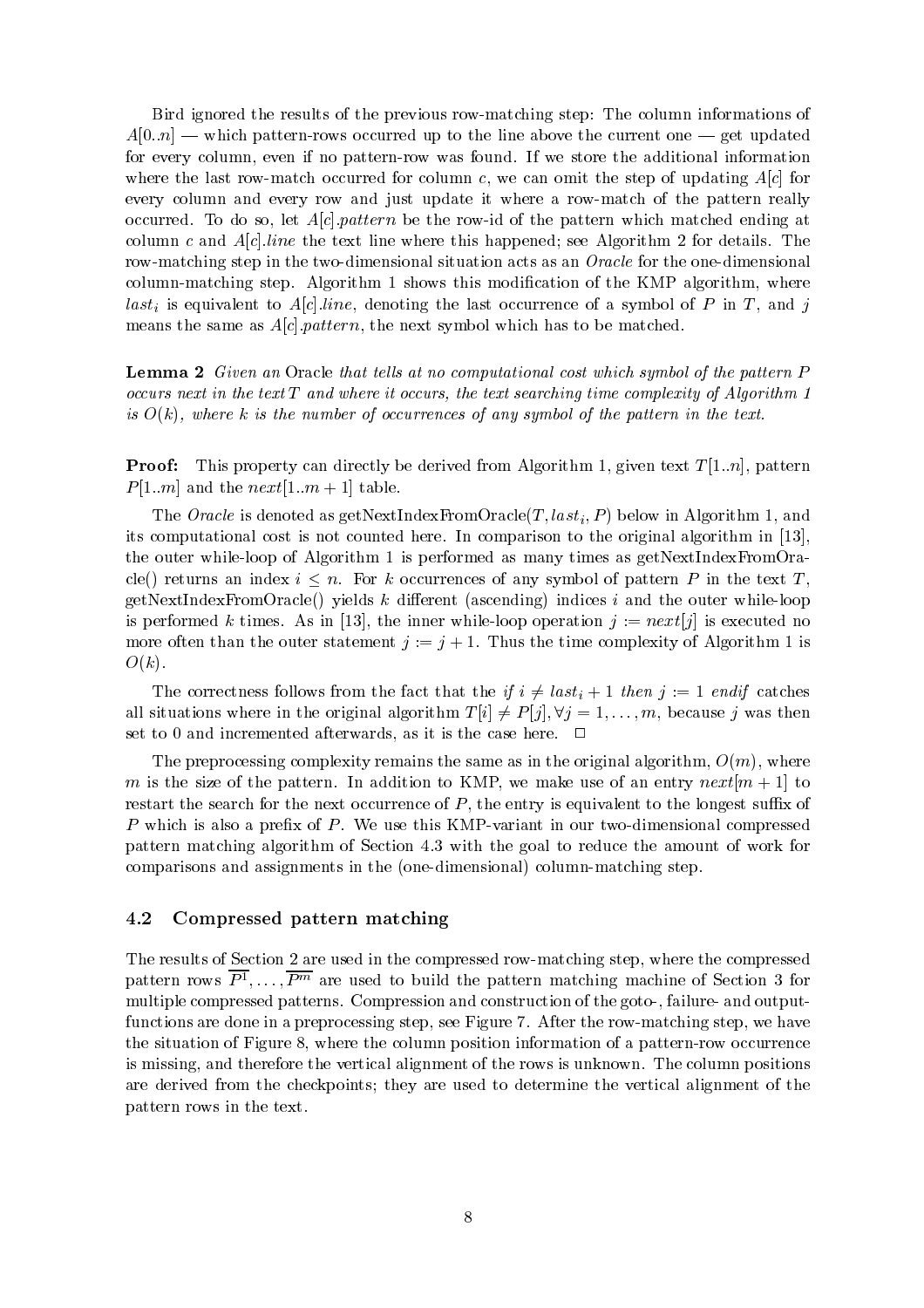Bird ignored the results of the previous row-matching step: The column informations of $A[0..n]$ — which pattern-rows occurred up to the line above the current one — get updated for every column, even if no pattern-row was found. If we store the additional information where the last row-match occurred for column $c$, we can omit the step of updating $A[c]$ for every column and every row and just update it where a row-match of the pattern really occurred. To do so, let $A[c].pattern$ be the row-id of the pattern which matched ending at column $c$ and $A[c].line$ the text line where this happened; see Algorithm 2 for details. The row-matching step in the two-dimensional situation acts as an *Oracle* for the one-dimensional column-matching step. Algorithm 1 shows this modification of the KMP algorithm, where $last_i$ is equivalent to $A[c].line$, denoting the last occurrence of a symbol of $P$ in $T$, and $j$ means the same as $A[c].pattern$, the next symbol which has to be matched.

**Lemma 2** *Given an* Oracle *that tells at no computational cost which symbol of the pattern $P$ occurs next in the text $T$ and where it occurs, the text searching time complexity of Algorithm 1 is $O(k)$, where $k$ is the number of occurrences of any symbol of the pattern in the text.*

**Proof:** This property can directly be derived from Algorithm 1, given text $T[1..n]$, pattern $P[1..m]$ and the $next[1..m+1]$ table.

The *Oracle* is denoted as getNextIndexFromOracle($T, last_i, P$) below in Algorithm 1, and its computational cost is not counted here. In comparison to the original algorithm in [13], the outer while-loop of Algorithm 1 is performed as many times as getNextIndexFromOracle() returns an index $i \leq n$. For $k$ occurrences of any symbol of pattern $P$ in the text $T$, getNextIndexFromOracle() yields $k$ different (ascending) indices $i$ and the outer while-loop is performed $k$ times. As in [13], the inner while-loop operation $j := next[j]$ is executed no more often than the outer statement $j := j + 1$. Thus the time complexity of Algorithm 1 is $O(k)$.

The correctness follows from the fact that the *if* $i \neq last_i + 1$ *then* $j := 1$ *endif* catches all situations where in the original algorithm $T[i] \neq P[j], \forall j = 1, \ldots, m$, because $j$ was then set to 0 and incremented afterwards, as it is the case here. $\Box$

The preprocessing complexity remains the same as in the original algorithm, $O(m)$, where $m$ is the size of the pattern. In addition to KMP, we make use of an entry $next[m+1]$ to restart the search for the next occurrence of $P$, the entry is equivalent to the longest suffix of $P$ which is also a prefix of $P$. We use this KMP-variant in our two-dimensional compressed pattern matching algorithm of Section 4.3 with the goal to reduce the amount of work for comparisons and assignments in the (one-dimensional) column-matching step.

### 4.2 Compressed pattern matching

The results of Section 2 are used in the compressed row-matching step, where the compressed pattern rows $\overline{P^1}, \ldots, \overline{P^m}$ are used to build the pattern matching machine of Section 3 for multiple compressed patterns. Compression and construction of the goto-, failure- and output-functions are done in a preprocessing step, see Figure 7. After the row-matching step, we have the situation of Figure 8, where the column position information of a pattern-row occurrence is missing, and therefore the vertical alignment of the rows is unknown. The column positions are derived from the checkpoints; they are used to determine the vertical alignment of the pattern rows in the text.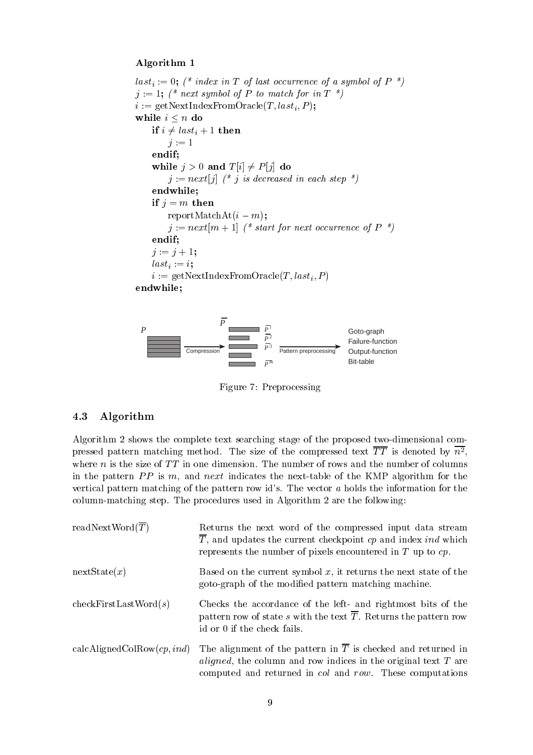**Algorithm 1**

```
last_i := 0; (* index in T of last occurrence of a symbol of P *)
j := 1; (* next symbol of P to match for in T *)
i := getNextIndexFromOracle(T, last_i, P);
while i ≤ n do
    if i ≠ last_i + 1 then
        j := 1
    endif;
    while j > 0 and T[i] ≠ P[j] do
        j := next[j] (* j is decreased in each step *)
    endwhile;
    if j = m then
        reportMatchAt(i − m);
        j := next[m + 1] (* start for next occurrence of P *)
    endif;
    j := j + 1;
    last_i := i;
    i := getNextIndexFromOracle(T, last_i, P)
endwhile;
```

$P$ → Compression → $\overline{P}$ ($\overline{P}^1$, $\overline{P}^2$, $\overline{P}^3$, …, $\overline{P}^m$) → Pattern preprocessing → Goto-graph, Failure-function, Output-function, Bit-table

Figure 7: Preprocessing

### 4.3 Algorithm

Algorithm 2 shows the complete text searching stage of the proposed two-dimensional compressed pattern matching method. The size of the compressed text $\overline{TT}$ is denoted by $\overline{n^2}$, where $n$ is the size of $TT$ in one dimension. The number of rows and the number of columns in the pattern $PP$ is $m$, and *next* indicates the next-table of the KMP algorithm for the vertical pattern matching of the pattern row id's. The vector $a$ holds the information for the column-matching step. The procedures used in Algorithm 2 are the following:

| | |
|---|---|
| readNextWord($\overline{T}$) | Returns the next word of the compressed input data stream $\overline{T}$, and updates the current checkpoint $cp$ and index $ind$ which represents the number of pixels encountered in $T$ up to $cp$. |
| nextState($x$) | Based on the current symbol $x$, it returns the next state of the goto-graph of the modified pattern matching machine. |
| checkFirstLastWord($s$) | Checks the accordance of the left- and rightmost bits of the pattern row of state $s$ with the text $\overline{T}$. Returns the pattern row id or 0 if the check fails. |
| calcAlignedColRow($cp$, $ind$) | The alignment of the pattern in $\overline{T}$ is checked and returned in *aligned*, the column and row indices in the original text $T$ are computed and returned in *col* and *row*. These computations |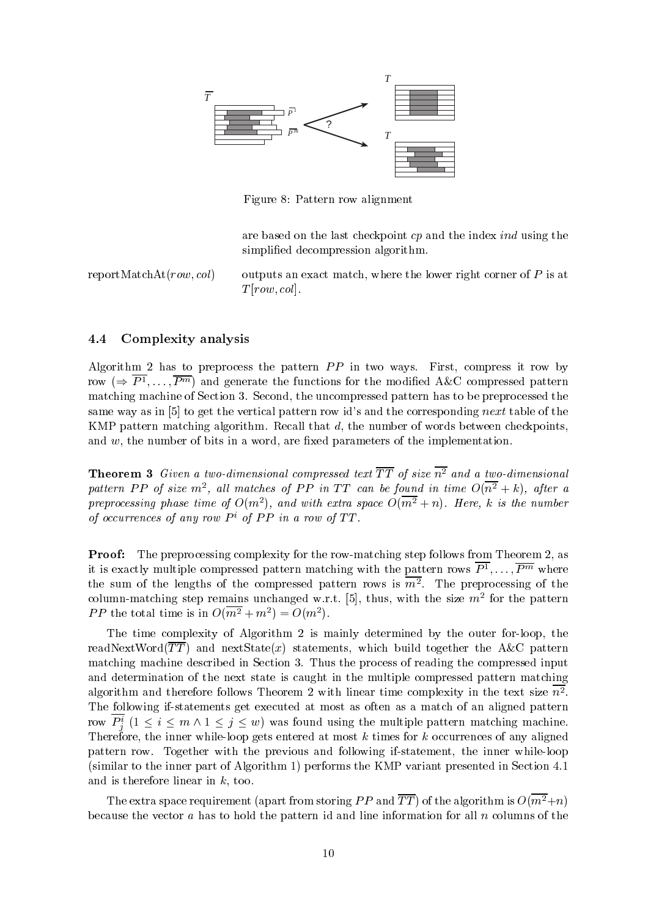Figure 8: Pattern row alignment

are based on the last checkpoint $cp$ and the index $ind$ using the simplified decompression algorithm.

reportMatchAt($row, col$) outputs an exact match, where the lower right corner of $P$ is at $T[row, col]$.

### 4.4 Complexity analysis

Algorithm 2 has to preprocess the pattern $PP$ in two ways. First, compress it row by row ($\Rightarrow \overline{P^1}, \ldots, \overline{P^m}$) and generate the functions for the modified A&C compressed pattern matching machine of Section 3. Second, the uncompressed pattern has to be preprocessed the same way as in [5] to get the vertical pattern row id's and the corresponding *next* table of the KMP pattern matching algorithm. Recall that $d$, the number of words between checkpoints, and $w$, the number of bits in a word, are fixed parameters of the implementation.

**Theorem 3** *Given a two-dimensional compressed text $\overline{TT}$ of size $\overline{n^2}$ and a two-dimensional pattern $PP$ of size $m^2$, all matches of $PP$ in $TT$ can be found in time $O(\overline{n^2} + k)$, after a preprocessing phase time of $O(m^2)$, and with extra space $O(\overline{m^2} + n)$. Here, $k$ is the number of occurrences of any row $P^i$ of $PP$ in a row of $TT$.*

**Proof:** The preprocessing complexity for the row-matching step follows from Theorem 2, as it is exactly multiple compressed pattern matching with the pattern rows $\overline{P^1}, \ldots, \overline{P^m}$ where the sum of the lengths of the compressed pattern rows is $\overline{m^2}$. The preprocessing of the column-matching step remains unchanged w.r.t. [5], thus, with the size $m^2$ for the pattern $PP$ the total time is in $O(\overline{m^2} + m^2) = O(m^2)$.

The time complexity of Algorithm 2 is mainly determined by the outer for-loop, the readNextWord($\overline{TT}$) and nextState($x$) statements, which build together the A&C pattern matching machine described in Section 3. Thus the process of reading the compressed input and determination of the next state is caught in the multiple compressed pattern matching algorithm and therefore follows Theorem 2 with linear time complexity in the text size $\overline{n^2}$. The following if-statements get executed at most as often as a match of an aligned pattern row $\overline{P^i_j}$ ($1 \leq i \leq m \wedge 1 \leq j \leq w$) was found using the multiple pattern matching machine. Therefore, the inner while-loop gets entered at most $k$ times for $k$ occurrences of any aligned pattern row. Together with the previous and following if-statement, the inner while-loop (similar to the inner part of Algorithm 1) performs the KMP variant presented in Section 4.1 and is therefore linear in $k$, too.

The extra space requirement (apart from storing $PP$ and $\overline{TT}$) of the algorithm is $O(\overline{m^2}+n)$ because the vector $a$ has to hold the pattern id and line information for all $n$ columns of the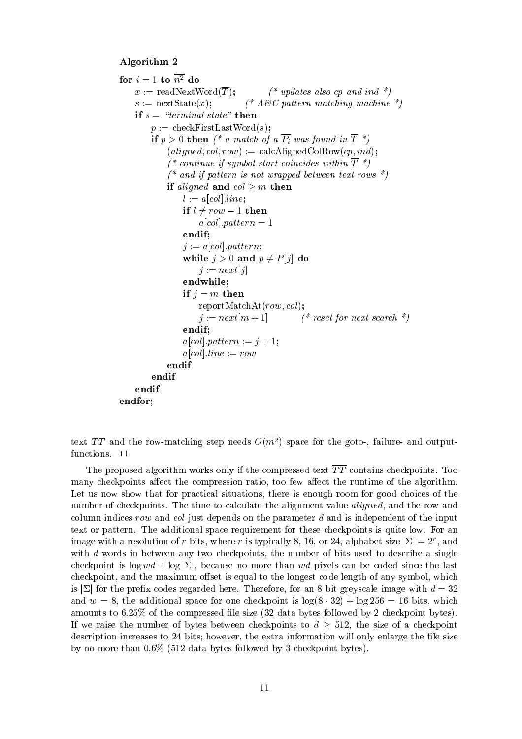**Algorithm 2**

```
for i = 1 to n² do
    x := readNextWord(T);          (* updates also cp and ind *)
    s := nextState(x);          (* A&C pattern matching machine *)
    if s = "terminal state" then
        p := checkFirstLastWord(s);
        if p > 0 then (* a match of a P_i was found in T *)
            (aligned, col, row) := calcAlignedColRow(cp, ind);
            (* continue if symbol start coincides within T *)
            (* and if pattern is not wrapped between text rows *)
            if aligned and col ≥ m then
                l := a[col].line;
                if l ≠ row − 1 then
                    a[col].pattern = 1
                endif;
                j := a[col].pattern;
                while j > 0 and p ≠ P[j] do
                    j := next[j]
                endwhile;
                if j = m then
                    reportMatchAt(row, col);
                    j := next[m + 1]          (* reset for next search *)
                endif;
                a[col].pattern := j + 1;
                a[col].line := row
            endif
        endif
    endif
endfor;
```

text $TT$ and the row-matching step needs $O(\overline{m^2})$ space for the goto-, failure- and output-functions. □

The proposed algorithm works only if the compressed text $\overline{TT}$ contains checkpoints. Too many checkpoints affect the compression ratio, too few affect the runtime of the algorithm. Let us now show that for practical situations, there is enough room for good choices of the number of checkpoints. The time to calculate the alignment value *aligned*, and the row and column indices *row* and *col* just depends on the parameter $d$ and is independent of the input text or pattern. The additional space requirement for these checkpoints is quite low. For an image with a resolution of $r$ bits, where $r$ is typically 8, 16, or 24, alphabet size $|\Sigma| = 2^r$, and with $d$ words in between any two checkpoints, the number of bits used to describe a single checkpoint is $\log wd + \log |\Sigma|$, because no more than $wd$ pixels can be coded since the last checkpoint, and the maximum offset is equal to the longest code length of any symbol, which is $|\Sigma|$ for the prefix codes regarded here. Therefore, for an 8 bit greyscale image with $d = 32$ and $w = 8$, the additional space for one checkpoint is $\log(8 \cdot 32) + \log 256 = 16$ bits, which amounts to 6.25% of the compressed file size (32 data bytes followed by 2 checkpoint bytes). If we raise the number of bytes between checkpoints to $d \geq 512$, the size of a checkpoint description increases to 24 bits; however, the extra information will only enlarge the file size by no more than 0.6% (512 data bytes followed by 3 checkpoint bytes).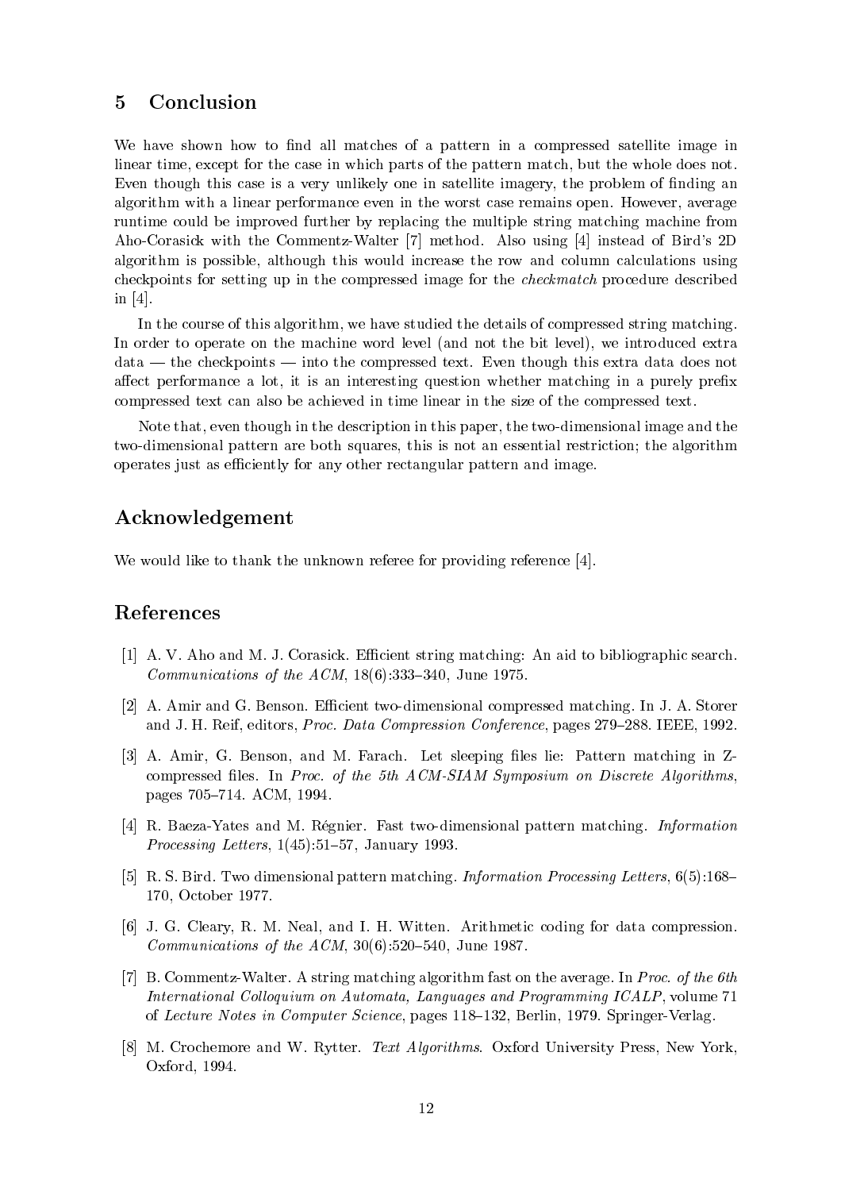## 5 Conclusion

We have shown how to find all matches of a pattern in a compressed satellite image in linear time, except for the case in which parts of the pattern match, but the whole does not. Even though this case is a very unlikely one in satellite imagery, the problem of finding an algorithm with a linear performance even in the worst case remains open. However, average runtime could be improved further by replacing the multiple string matching machine from Aho-Corasick with the Commentz-Walter [7] method. Also using [4] instead of Bird's 2D algorithm is possible, although this would increase the row and column calculations using checkpoints for setting up in the compressed image for the *checkmatch* procedure described in [4].

In the course of this algorithm, we have studied the details of compressed string matching. In order to operate on the machine word level (and not the bit level), we introduced extra data — the checkpoints — into the compressed text. Even though this extra data does not affect performance a lot, it is an interesting question whether matching in a purely prefix compressed text can also be achieved in time linear in the size of the compressed text.

Note that, even though in the description in this paper, the two-dimensional image and the two-dimensional pattern are both squares, this is not an essential restriction; the algorithm operates just as efficiently for any other rectangular pattern and image.

## Acknowledgement

We would like to thank the unknown referee for providing reference [4].

## References

[1] A. V. Aho and M. J. Corasick. Efficient string matching: An aid to bibliographic search. *Communications of the ACM*, 18(6):333–340, June 1975.

[2] A. Amir and G. Benson. Efficient two-dimensional compressed matching. In J. A. Storer and J. H. Reif, editors, *Proc. Data Compression Conference*, pages 279–288. IEEE, 1992.

[3] A. Amir, G. Benson, and M. Farach. Let sleeping files lie: Pattern matching in Z-compressed files. In *Proc. of the 5th ACM-SIAM Symposium on Discrete Algorithms*, pages 705–714. ACM, 1994.

[4] R. Baeza-Yates and M. Régnier. Fast two-dimensional pattern matching. *Information Processing Letters*, 1(45):51–57, January 1993.

[5] R. S. Bird. Two dimensional pattern matching. *Information Processing Letters*, 6(5):168–170, October 1977.

[6] J. G. Cleary, R. M. Neal, and I. H. Witten. Arithmetic coding for data compression. *Communications of the ACM*, 30(6):520–540, June 1987.

[7] B. Commentz-Walter. A string matching algorithm fast on the average. In *Proc. of the 6th International Colloquium on Automata, Languages and Programming ICALP*, volume 71 of *Lecture Notes in Computer Science*, pages 118–132, Berlin, 1979. Springer-Verlag.

[8] M. Crochemore and W. Rytter. *Text Algorithms*. Oxford University Press, New York, Oxford, 1994.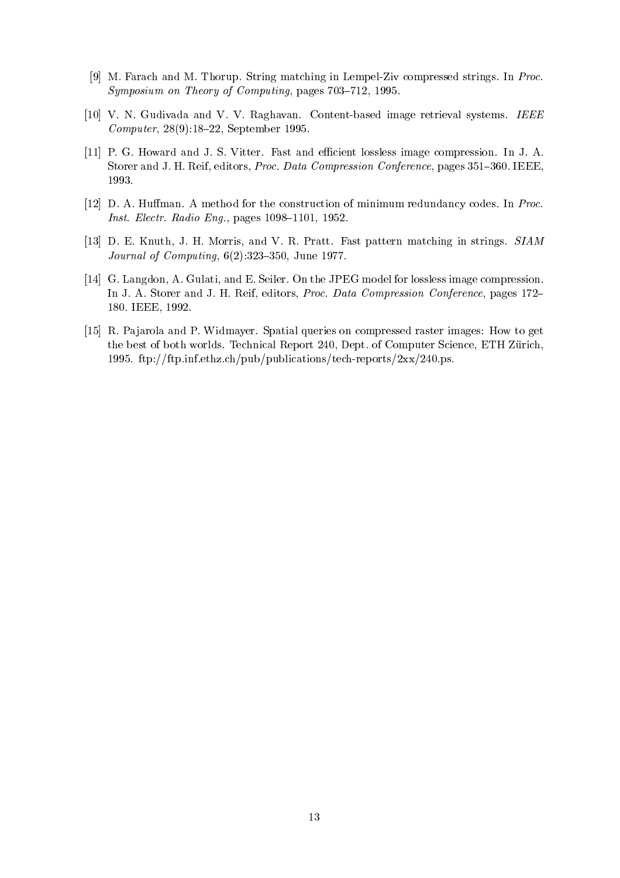[9] M. Farach and M. Thorup. String matching in Lempel-Ziv compressed strings. In *Proc. Symposium on Theory of Computing*, pages 703–712, 1995.

[10] V. N. Gudivada and V. V. Raghavan. Content-based image retrieval systems. *IEEE Computer*, 28(9):18–22, September 1995.

[11] P. G. Howard and J. S. Vitter. Fast and efficient lossless image compression. In J. A. Storer and J. H. Reif, editors, *Proc. Data Compression Conference*, pages 351–360. IEEE, 1993.

[12] D. A. Huffman. A method for the construction of minimum redundancy codes. In *Proc. Inst. Electr. Radio Eng.*, pages 1098–1101, 1952.

[13] D. E. Knuth, J. H. Morris, and V. R. Pratt. Fast pattern matching in strings. *SIAM Journal of Computing*, 6(2):323–350, June 1977.

[14] G. Langdon, A. Gulati, and E. Seiler. On the JPEG model for lossless image compression. In J. A. Storer and J. H. Reif, editors, *Proc. Data Compression Conference*, pages 172–180. IEEE, 1992.

[15] R. Pajarola and P. Widmayer. Spatial queries on compressed raster images: How to get the best of both worlds. Technical Report 240, Dept. of Computer Science, ETH Zürich, 1995. ftp://ftp.inf.ethz.ch/pub/publications/tech-reports/2xx/240.ps.